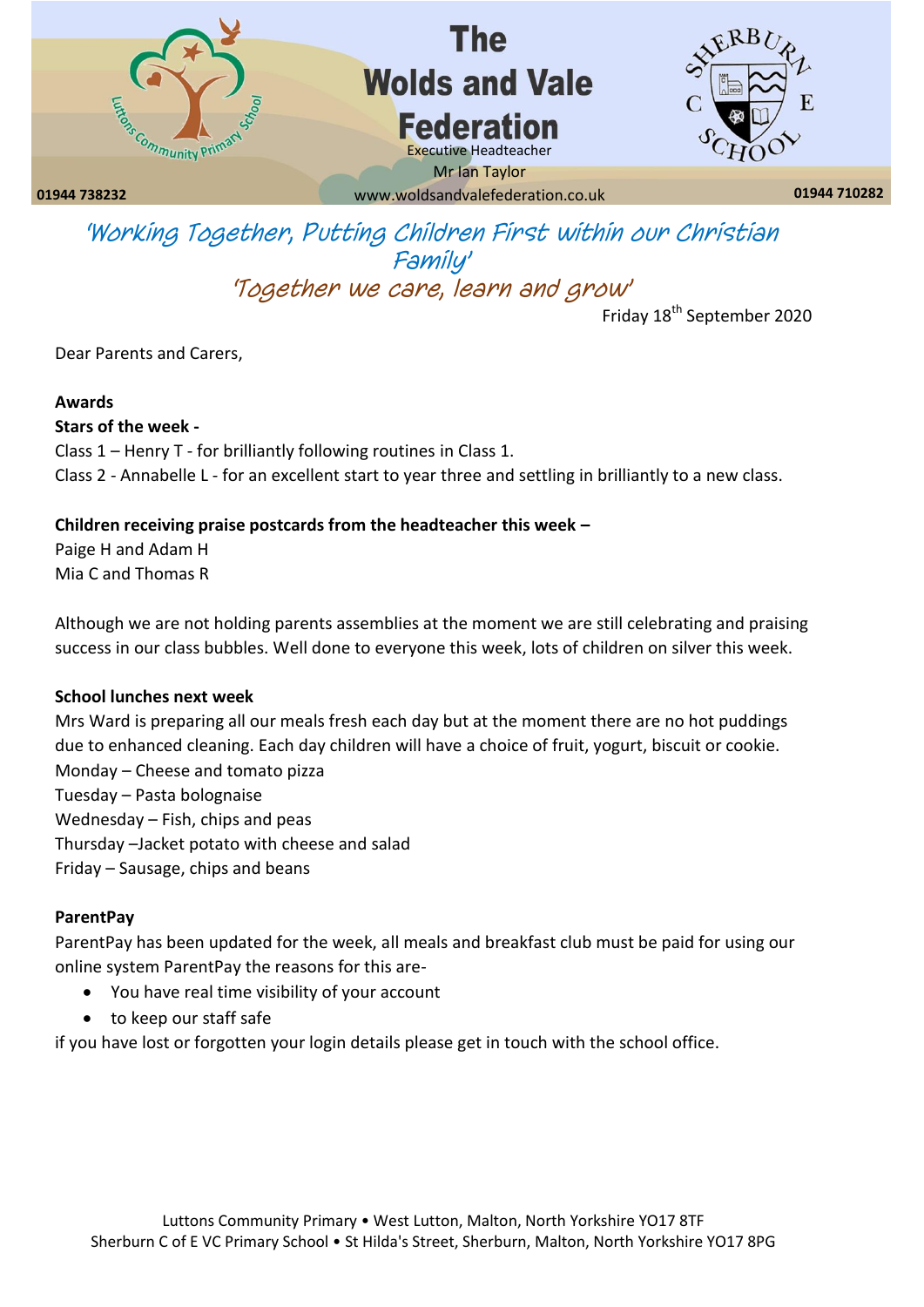# The Wolds and Vale Federation

Executive Headteacher
Mr Ian Taylor

01944 738232 www.woldsandvalefederation.co.uk 01944 710282

*'Working Together, Putting Children First within our Christian Family'*
*'Together we care, learn and grow'*

Friday 18th September 2020

Dear Parents and Carers,

**Awards**

**Stars of the week -**

Class 1 – Henry T - for brilliantly following routines in Class 1.
Class 2 - Annabelle L - for an excellent start to year three and settling in brilliantly to a new class.

**Children receiving praise postcards from the headteacher this week –**

Paige H and Adam H
Mia C and Thomas R

Although we are not holding parents assemblies at the moment we are still celebrating and praising success in our class bubbles. Well done to everyone this week, lots of children on silver this week.

**School lunches next week**

Mrs Ward is preparing all our meals fresh each day but at the moment there are no hot puddings due to enhanced cleaning. Each day children will have a choice of fruit, yogurt, biscuit or cookie.
Monday – Cheese and tomato pizza
Tuesday – Pasta bolognaise
Wednesday – Fish, chips and peas
Thursday –Jacket potato with cheese and salad
Friday – Sausage, chips and beans

**ParentPay**

ParentPay has been updated for the week, all meals and breakfast club must be paid for using our online system ParentPay the reasons for this are-

- You have real time visibility of your account
- to keep our staff safe

if you have lost or forgotten your login details please get in touch with the school office.

Luttons Community Primary • West Lutton, Malton, North Yorkshire YO17 8TF
Sherburn C of E VC Primary School • St Hilda's Street, Sherburn, Malton, North Yorkshire YO17 8PG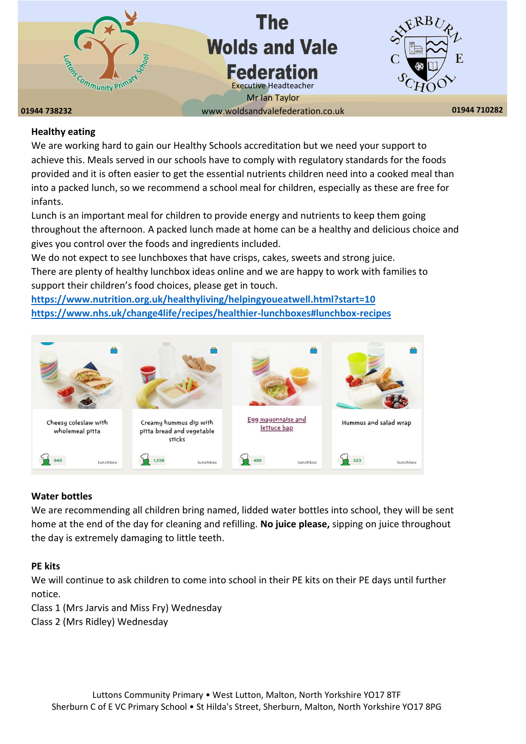## Healthy eating

We are working hard to gain our Healthy Schools accreditation but we need your support to achieve this. Meals served in our schools have to comply with regulatory standards for the foods provided and it is often easier to get the essential nutrients children need into a cooked meal than into a packed lunch, so we recommend a school meal for children, especially as these are free for infants.

Lunch is an important meal for children to provide energy and nutrients to keep them going throughout the afternoon. A packed lunch made at home can be a healthy and delicious choice and gives you control over the foods and ingredients included.

We do not expect to see lunchboxes that have crisps, cakes, sweets and strong juice.

There are plenty of healthy lunchbox ideas online and we are happy to work with families to support their children's food choices, please get in touch.

https://www.nutrition.org.uk/healthyliving/helpingyoueatwell.html?start=10
https://www.nhs.uk/change4life/recipes/healthier-lunchboxes#lunchbox-recipes

Cheesy coleslaw with wholemeal pitta — 949 — lunchbox

Creamy hummus dip with pitta bread and vegetable sticks — 1,238 — lunchbox

Egg mayonnaise and lettuce bap — 489 — lunchbox

Hummus and salad wrap — 523 — lunchbox

## Water bottles

We are recommending all children bring named, lidded water bottles into school, they will be sent home at the end of the day for cleaning and refilling. **No juice please,** sipping on juice throughout the day is extremely damaging to little teeth.

## PE kits

We will continue to ask children to come into school in their PE kits on their PE days until further notice.

Class 1 (Mrs Jarvis and Miss Fry) Wednesday

Class 2 (Mrs Ridley) Wednesday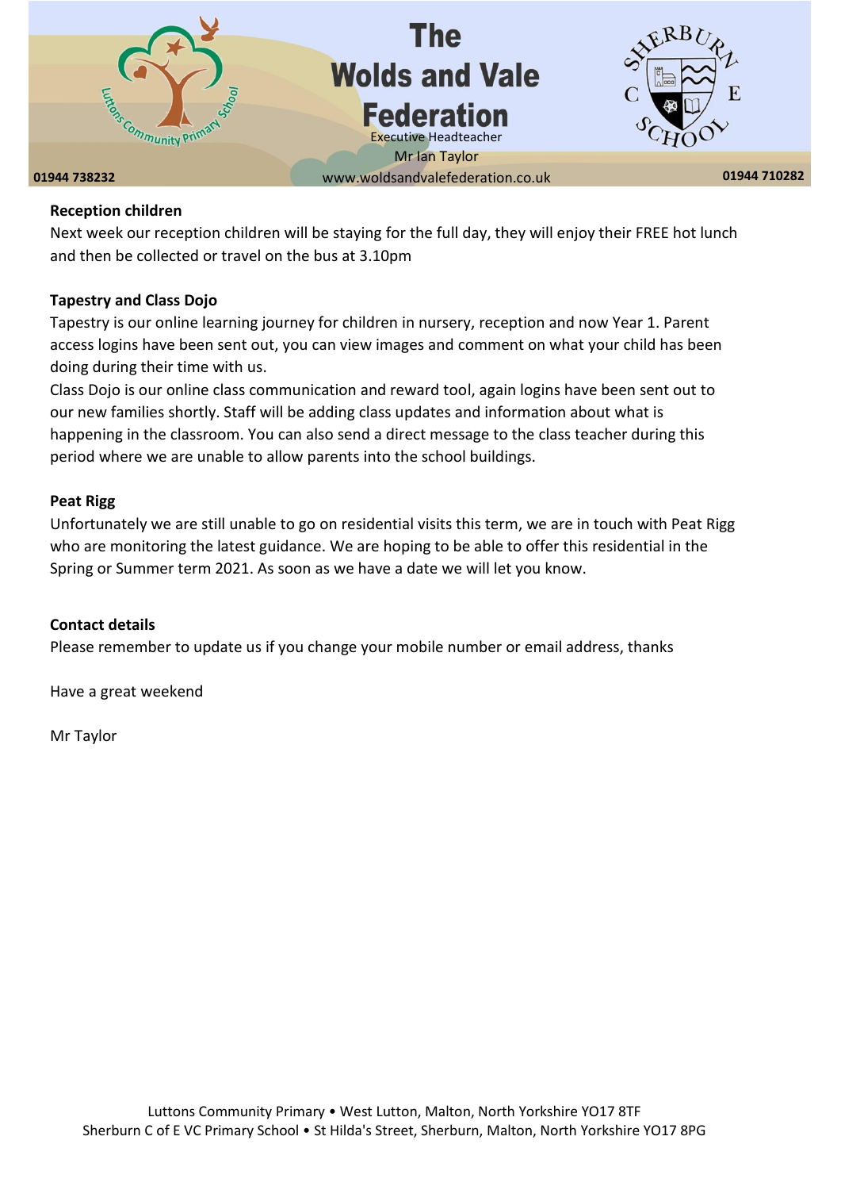#### Reception children

Next week our reception children will be staying for the full day, they will enjoy their FREE hot lunch and then be collected or travel on the bus at 3.10pm

#### Tapestry and Class Dojo

Tapestry is our online learning journey for children in nursery, reception and now Year 1. Parent access logins have been sent out, you can view images and comment on what your child has been doing during their time with us.

Class Dojo is our online class communication and reward tool, again logins have been sent out to our new families shortly. Staff will be adding class updates and information about what is happening in the classroom. You can also send a direct message to the class teacher during this period where we are unable to allow parents into the school buildings.

#### Peat Rigg

Unfortunately we are still unable to go on residential visits this term, we are in touch with Peat Rigg who are monitoring the latest guidance. We are hoping to be able to offer this residential in the Spring or Summer term 2021. As soon as we have a date we will let you know.

#### Contact details

Please remember to update us if you change your mobile number or email address, thanks

Have a great weekend

Mr Taylor